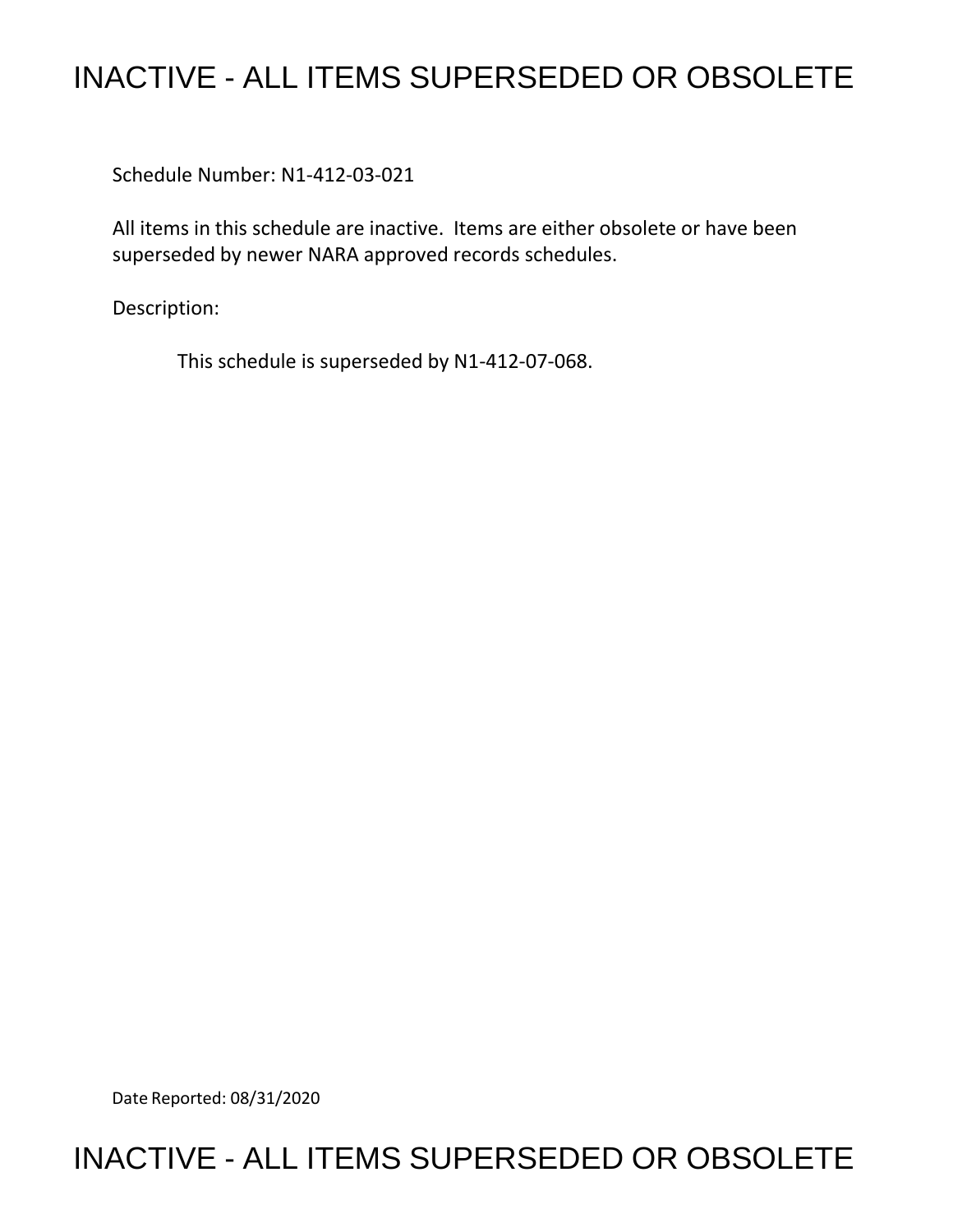# INACTIVE - ALL ITEMS SUPERSEDED OR OBSOLETE

Schedule Number: N1-412-03-021

All items in this schedule are inactive. Items are either obsolete or have been superseded by newer NARA approved records schedules.

Description:

This schedule is superseded by N1-412-07-068.

Date Reported: 08/31/2020

# INACTIVE - ALL ITEMS SUPERSEDED OR OBSOLETE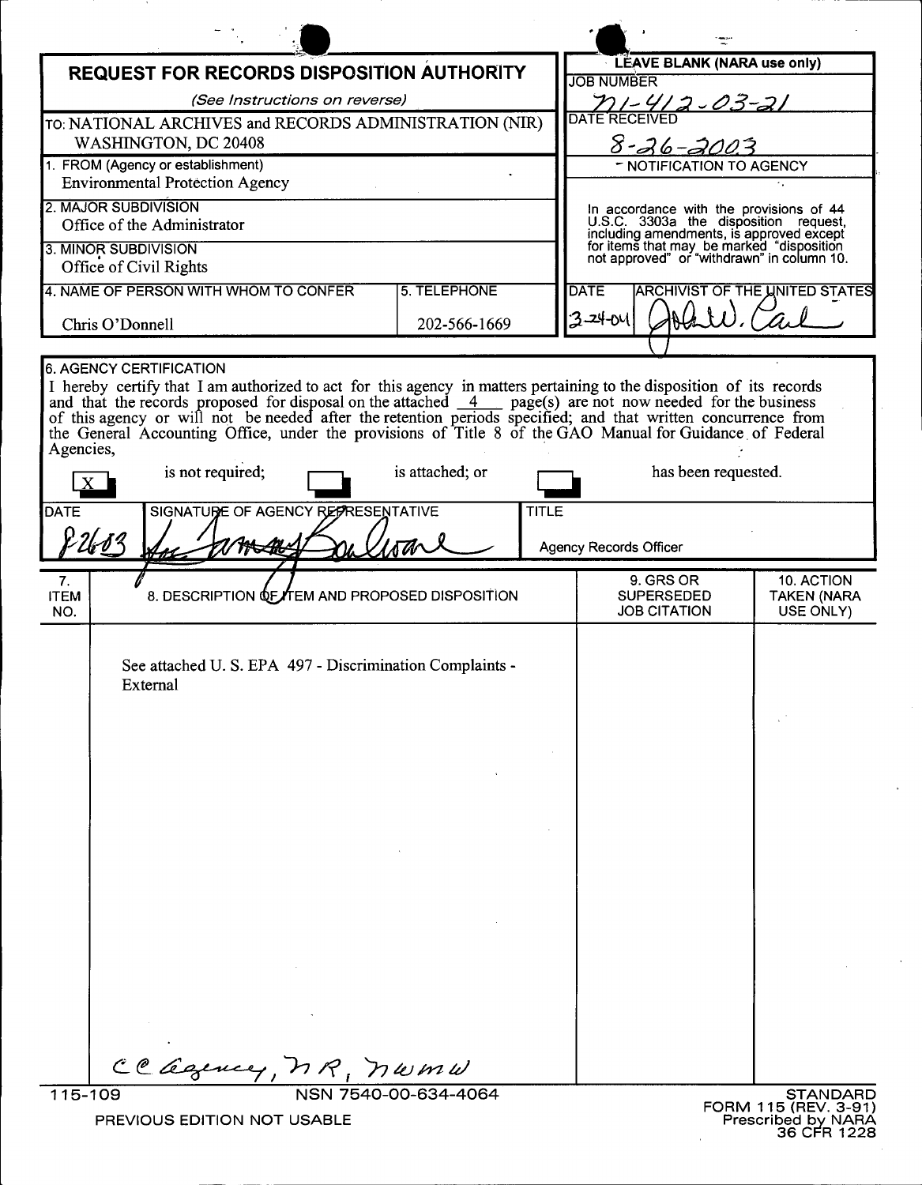# REQUEST FOR RECORDS DISPOSITION AUTHORITY

*(See Instructions on reverse)*

TO: NATIONAL ARCHIVES and RECORDS ADMINISTRATION (NIR)
WASHINGTON, DC 20408

| LEAVE BLANK (NARA use only) | |
|---|---|
| JOB NUMBER | N1-412-03-21 |
| DATE RECEIVED | 8-26-2003 |

NOTIFICATION TO AGENCY

In accordance with the provisions of 44 U.S.C. 3303a the disposition request, including amendments, is approved except for items that may be marked "disposition not approved" or "withdrawn" in column 10.

| DATE | ARCHIVIST OF THE UNITED STATES |
|---|---|
| 3-24-04 | John W. Carl |

1. FROM (Agency or establishment)
Environmental Protection Agency

2. MAJOR SUBDIVISION
Office of the Administrator

3. MINOR SUBDIVISION
Office of Civil Rights

| 4. NAME OF PERSON WITH WHOM TO CONFER | 5. TELEPHONE |
|---|---|
| Chris O'Donnell | 202-566-1669 |

6. AGENCY CERTIFICATION

I hereby certify that I am authorized to act for this agency in matters pertaining to the disposition of its records and that the records proposed for disposal on the attached 4 page(s) are not now needed for the business of this agency or will not be needed after the retention periods specified; and that written concurrence from the General Accounting Office, under the provisions of Title 8 of the GAO Manual for Guidance of Federal Agencies,

[X] is not required; [ ] is attached; or [ ] has been requested.

| DATE | SIGNATURE OF AGENCY REPRESENTATIVE | TITLE |
|---|---|---|
| 8/26/03 | for Tammy Sullivan | Agency Records Officer |

| 7. ITEM NO. | 8. DESCRIPTION OF ITEM AND PROPOSED DISPOSITION | 9. GRS OR SUPERSEDED JOB CITATION | 10. ACTION TAKEN (NARA USE ONLY) |
|---|---|---|---|
| | See attached U. S. EPA 497 - Discrimination Complaints - External | | |

cc agency, NR, NWMW

115-109 NSN 7540-00-634-4064
PREVIOUS EDITION NOT USABLE

STANDARD FORM 115 (REV. 3-91)
Prescribed by NARA
36 CFR 1228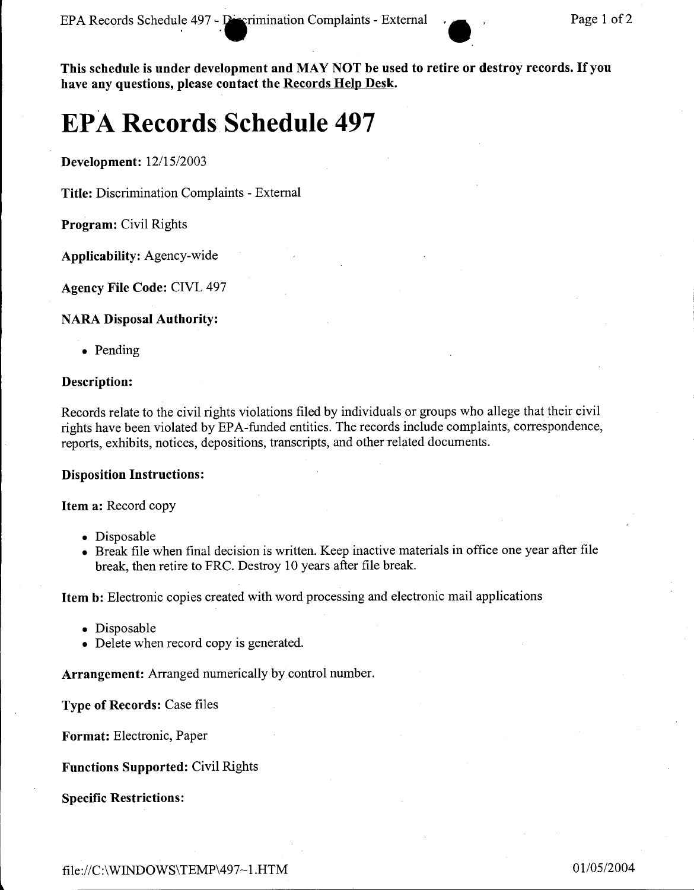**This schedule is under development and MAY NOT be used to retire or destroy records. If you have any questions, please contact the Records Help Desk.**

# EPA Records Schedule 497

**Development:** 12/15/2003

**Title:** Discrimination Complaints - External

**Program:** Civil Rights

**Applicability:** Agency-wide

**Agency File Code:** CIVL 497

**NARA Disposal Authority:**

- Pending

**Description:**

Records relate to the civil rights violations filed by individuals or groups who allege that their civil rights have been violated by EPA-funded entities. The records include complaints, correspondence, reports, exhibits, notices, depositions, transcripts, and other related documents.

**Disposition Instructions:**

**Item a:** Record copy

- Disposable
- Break file when final decision is written. Keep inactive materials in office one year after file break, then retire to FRC. Destroy 10 years after file break.

**Item b:** Electronic copies created with word processing and electronic mail applications

- Disposable
- Delete when record copy is generated.

**Arrangement:** Arranged numerically by control number.

**Type of Records:** Case files

**Format:** Electronic, Paper

**Functions Supported:** Civil Rights

**Specific Restrictions:**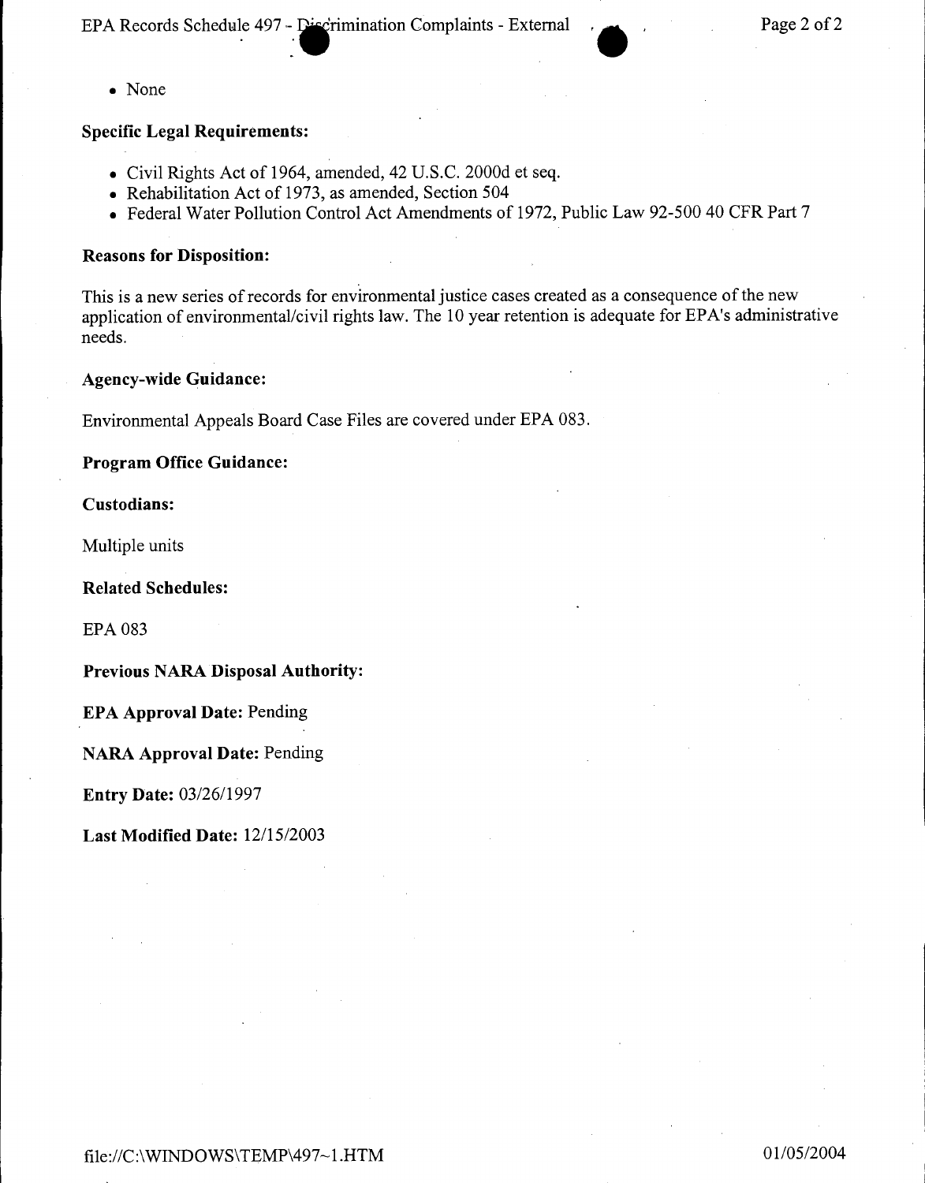- None

**Specific Legal Requirements:**

- Civil Rights Act of 1964, amended, 42 U.S.C. 2000d et seq.
- Rehabilitation Act of 1973, as amended, Section 504
- Federal Water Pollution Control Act Amendments of 1972, Public Law 92-500 40 CFR Part 7

**Reasons for Disposition:**

This is a new series of records for environmental justice cases created as a consequence of the new application of environmental/civil rights law. The 10 year retention is adequate for EPA's administrative needs.

**Agency-wide Guidance:**

Environmental Appeals Board Case Files are covered under EPA 083.

**Program Office Guidance:**

**Custodians:**

Multiple units

**Related Schedules:**

EPA 083

**Previous NARA Disposal Authority:**

**EPA Approval Date:** Pending

**NARA Approval Date:** Pending

**Entry Date:** 03/26/1997

**Last Modified Date:** 12/15/2003